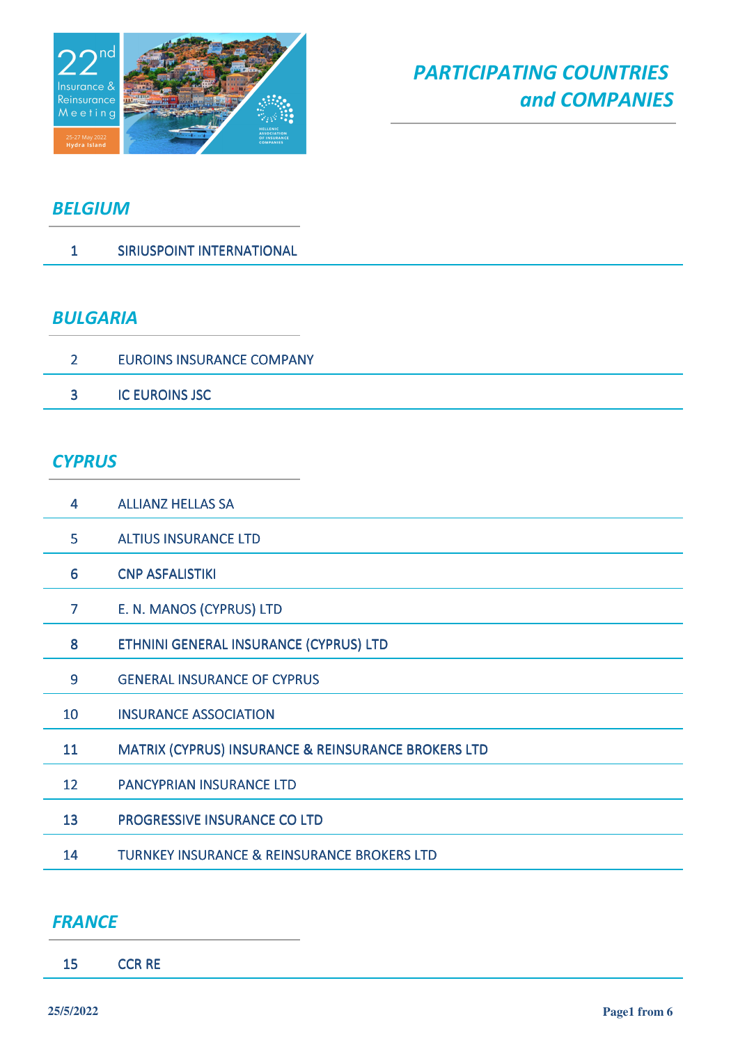# PARTICIPATING COUNTRIES and COMPANIES

## BELGIUM

| | |
|---|---|
| 1 | SIRIUSPOINT INTERNATIONAL |

## BULGARIA

| | |
|---|---|
| 2 | EUROINS INSURANCE COMPANY |
| 3 | IC EUROINS JSC |

## CYPRUS

| | |
|---|---|
| 4 | ALLIANZ HELLAS SA |
| 5 | ALTIUS INSURANCE LTD |
| 6 | CNP ASFALISTIKI |
| 7 | E. N. MANOS (CYPRUS) LTD |
| 8 | ETHNINI GENERAL INSURANCE (CYPRUS) LTD |
| 9 | GENERAL INSURANCE OF CYPRUS |
| 10 | INSURANCE ASSOCIATION |
| 11 | MATRIX (CYPRUS) INSURANCE & REINSURANCE BROKERS LTD |
| 12 | PANCYPRIAN INSURANCE LTD |
| 13 | PROGRESSIVE INSURANCE CO LTD |
| 14 | TURNKEY INSURANCE & REINSURANCE BROKERS LTD |

## FRANCE

| | |
|---|---|
| 15 | CCR RE |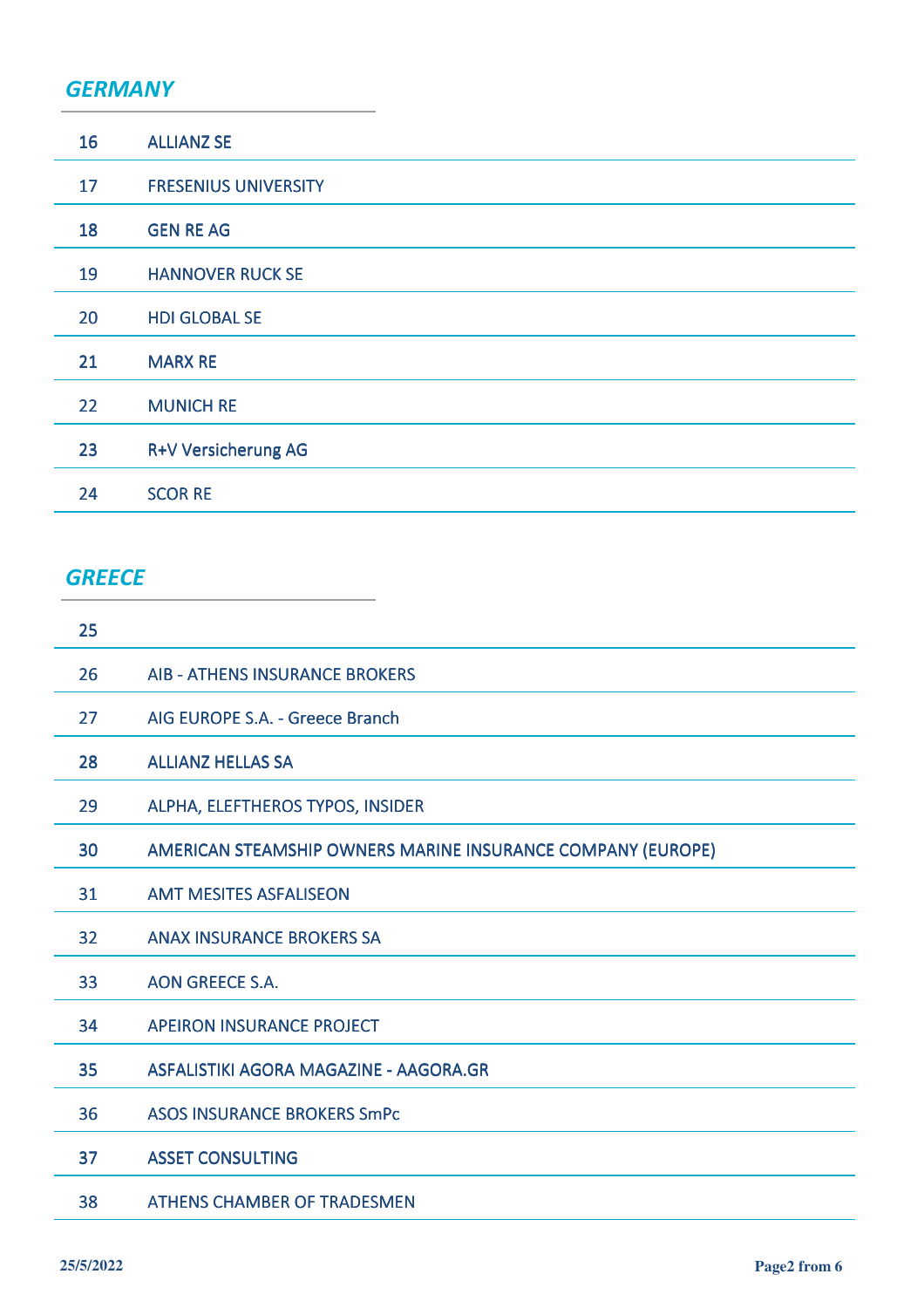## *GERMANY*

| | |
|---|---|
| 16 | ALLIANZ SE |
| 17 | FRESENIUS UNIVERSITY |
| 18 | GEN RE AG |
| 19 | HANNOVER RUCK SE |
| 20 | HDI GLOBAL SE |
| 21 | MARX RE |
| 22 | MUNICH RE |
| 23 | R+V Versicherung AG |
| 24 | SCOR RE |

## *GREECE*

| | |
|---|---|
| 25 | |
| 26 | AIB - ATHENS INSURANCE BROKERS |
| 27 | AIG EUROPE S.A. - Greece Branch |
| 28 | ALLIANZ HELLAS SA |
| 29 | ALPHA, ELEFTHEROS TYPOS, INSIDER |
| 30 | AMERICAN STEAMSHIP OWNERS MARINE INSURANCE COMPANY (EUROPE) |
| 31 | AMT MESITES ASFALISEON |
| 32 | ANAX INSURANCE BROKERS SA |
| 33 | AON GREECE S.A. |
| 34 | APEIRON INSURANCE PROJECT |
| 35 | ASFALISTIKI AGORA MAGAZINE - AAGORA.GR |
| 36 | ASOS INSURANCE BROKERS SmPc |
| 37 | ASSET CONSULTING |
| 38 | ATHENS CHAMBER OF TRADESMEN |

25/5/2022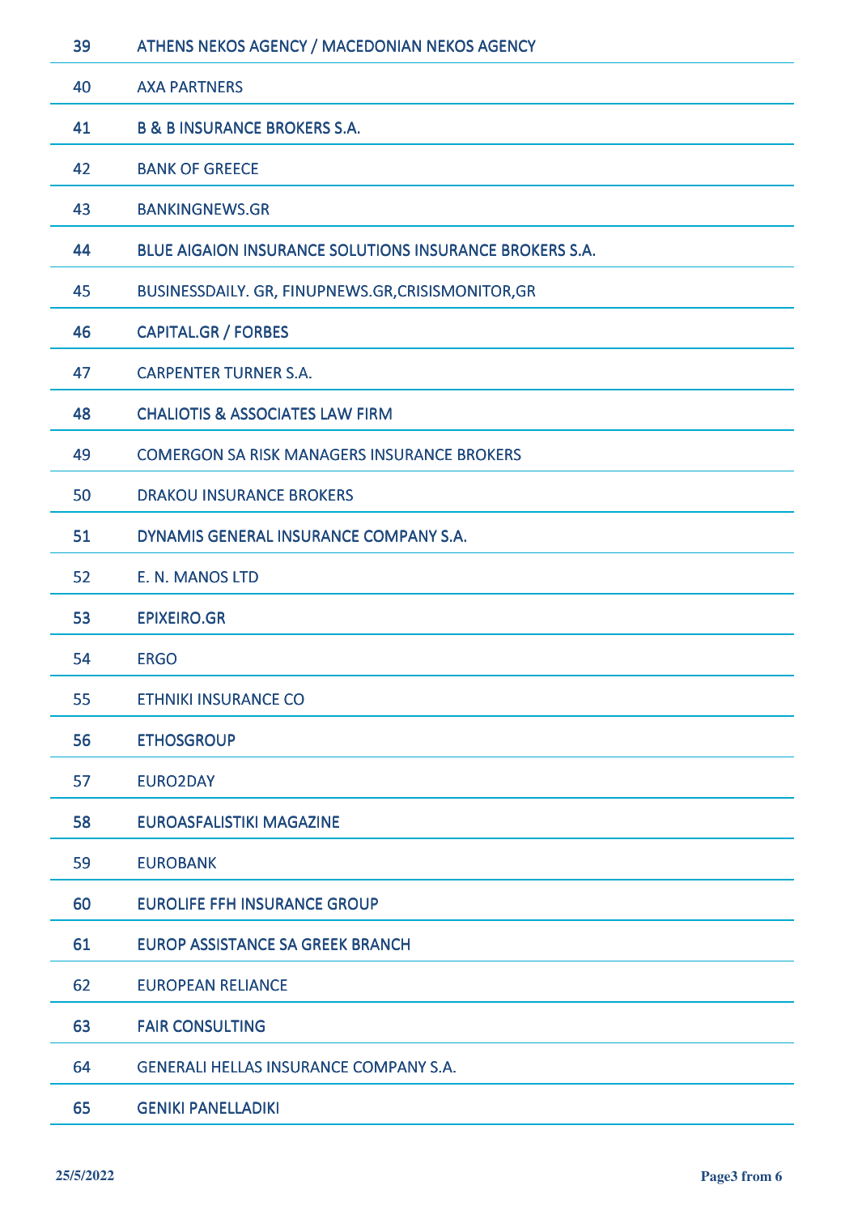| | |
|---|---|
| 39 | ATHENS NEKOS AGENCY / MACEDONIAN NEKOS AGENCY |
| 40 | AXA PARTNERS |
| 41 | B & B INSURANCE BROKERS S.A. |
| 42 | BANK OF GREECE |
| 43 | BANKINGNEWS.GR |
| 44 | BLUE AIGAION INSURANCE SOLUTIONS INSURANCE BROKERS S.A. |
| 45 | BUSINESSDAILY. GR, FINUPNEWS.GR,CRISISMONITOR,GR |
| 46 | CAPITAL.GR / FORBES |
| 47 | CARPENTER TURNER S.A. |
| 48 | CHALIOTIS & ASSOCIATES LAW FIRM |
| 49 | COMERGON SA RISK MANAGERS INSURANCE BROKERS |
| 50 | DRAKOU INSURANCE BROKERS |
| 51 | DYNAMIS GENERAL INSURANCE COMPANY S.A. |
| 52 | E. N. MANOS LTD |
| 53 | EPIXEIRO.GR |
| 54 | ERGO |
| 55 | ETHNIKI INSURANCE CO |
| 56 | ETHOSGROUP |
| 57 | EURO2DAY |
| 58 | EUROASFALISTIKI MAGAZINE |
| 59 | EUROBANK |
| 60 | EUROLIFE FFH INSURANCE GROUP |
| 61 | EUROP ASSISTANCE SA GREEK BRANCH |
| 62 | EUROPEAN RELIANCE |
| 63 | FAIR CONSULTING |
| 64 | GENERALI HELLAS INSURANCE COMPANY S.A. |
| 65 | GENIKI PANELLADIKI |

25/5/2022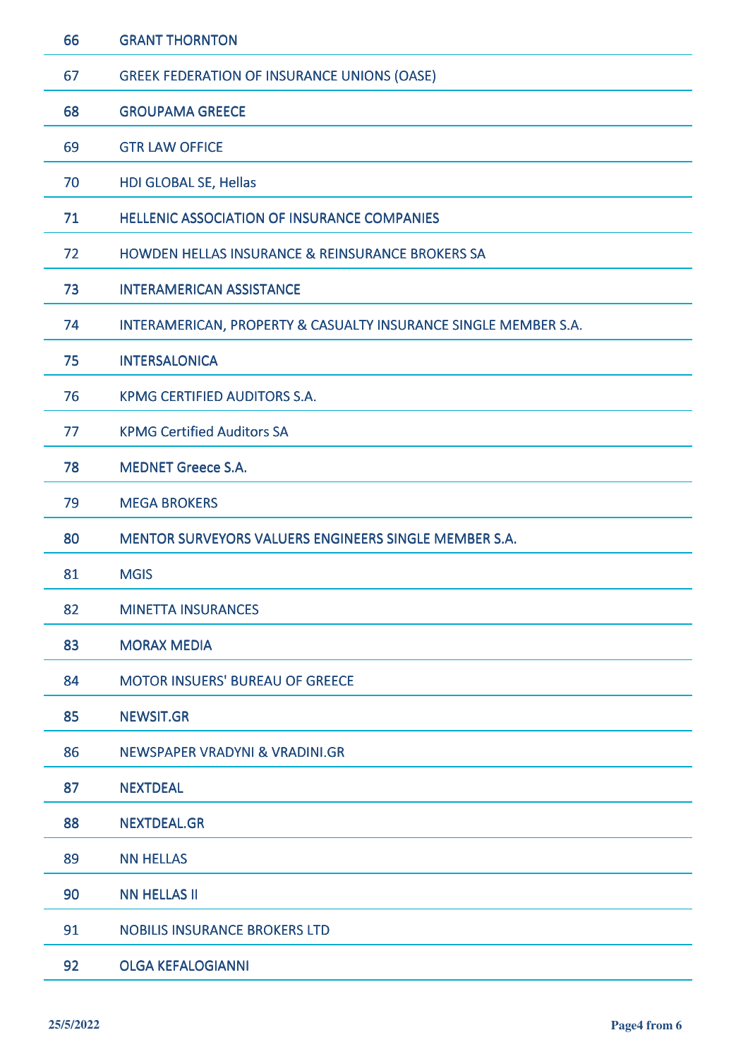| | |
|---|---|
| 66 | GRANT THORNTON |
| 67 | GREEK FEDERATION OF INSURANCE UNIONS (OASE) |
| 68 | GROUPAMA GREECE |
| 69 | GTR LAW OFFICE |
| 70 | HDI GLOBAL SE, Hellas |
| 71 | HELLENIC ASSOCIATION OF INSURANCE COMPANIES |
| 72 | HOWDEN HELLAS INSURANCE & REINSURANCE BROKERS SA |
| 73 | INTERAMERICAN ASSISTANCE |
| 74 | INTERAMERICAN, PROPERTY & CASUALTY INSURANCE SINGLE MEMBER S.A. |
| 75 | INTERSALONICA |
| 76 | KPMG CERTIFIED AUDITORS S.A. |
| 77 | KPMG Certified Auditors SA |
| 78 | MEDNET Greece S.A. |
| 79 | MEGA BROKERS |
| 80 | MENTOR SURVEYORS VALUERS ENGINEERS SINGLE MEMBER S.A. |
| 81 | MGIS |
| 82 | MINETTA INSURANCES |
| 83 | MORAX MEDIA |
| 84 | MOTOR INSUERS' BUREAU OF GREECE |
| 85 | NEWSIT.GR |
| 86 | NEWSPAPER VRADYNI & VRADINI.GR |
| 87 | NEXTDEAL |
| 88 | NEXTDEAL.GR |
| 89 | NN HELLAS |
| 90 | NN HELLAS II |
| 91 | NOBILIS INSURANCE BROKERS LTD |
| 92 | OLGA KEFALOGIANNI |

25/5/2022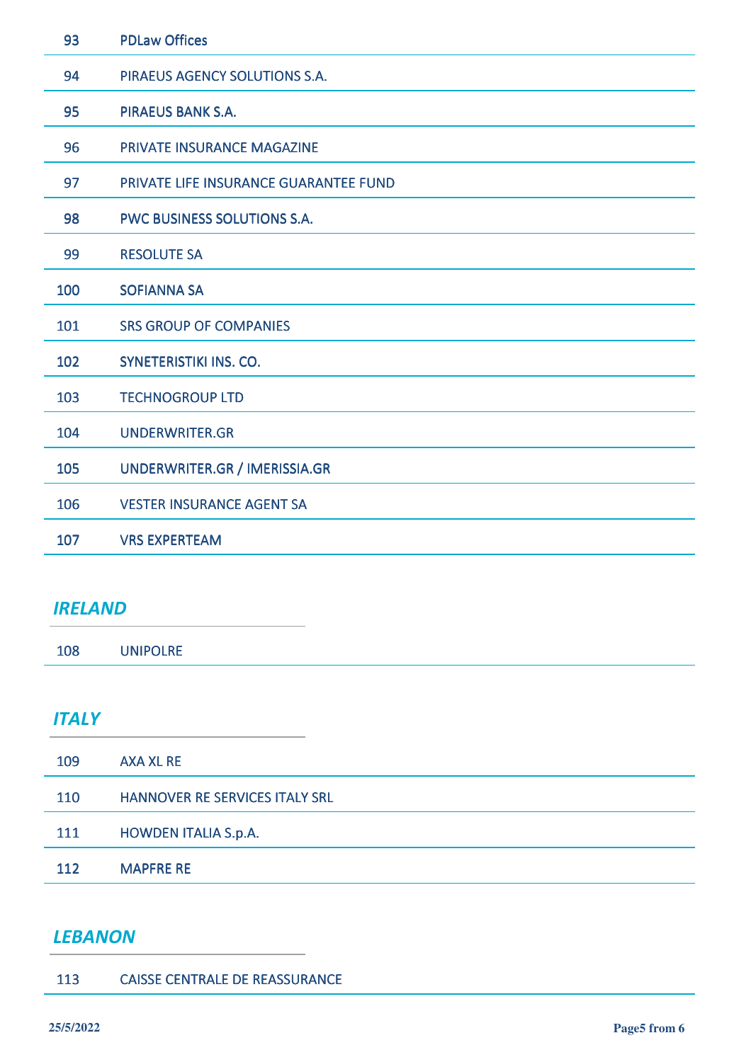| | |
|---|---|
| 93 | PDLaw Offices |
| 94 | PIRAEUS AGENCY SOLUTIONS S.A. |
| 95 | PIRAEUS BANK S.A. |
| 96 | PRIVATE INSURANCE MAGAZINE |
| 97 | PRIVATE LIFE INSURANCE GUARANTEE FUND |
| 98 | PWC BUSINESS SOLUTIONS S.A. |
| 99 | RESOLUTE SA |
| 100 | SOFIANNA SA |
| 101 | SRS GROUP OF COMPANIES |
| 102 | SYNETERISTIKI INS. CO. |
| 103 | TECHNOGROUP LTD |
| 104 | UNDERWRITER.GR |
| 105 | UNDERWRITER.GR / IMERISSIA.GR |
| 106 | VESTER INSURANCE AGENT SA |
| 107 | VRS EXPERTEAM |

## *IRELAND*

| | |
|---|---|
| 108 | UNIPOLRE |

## *ITALY*

| | |
|---|---|
| 109 | AXA XL RE |
| 110 | HANNOVER RE SERVICES ITALY SRL |
| 111 | HOWDEN ITALIA S.p.A. |
| 112 | MAPFRE RE |

## *LEBANON*

| | |
|---|---|
| 113 | CAISSE CENTRALE DE REASSURANCE |

25/5/2022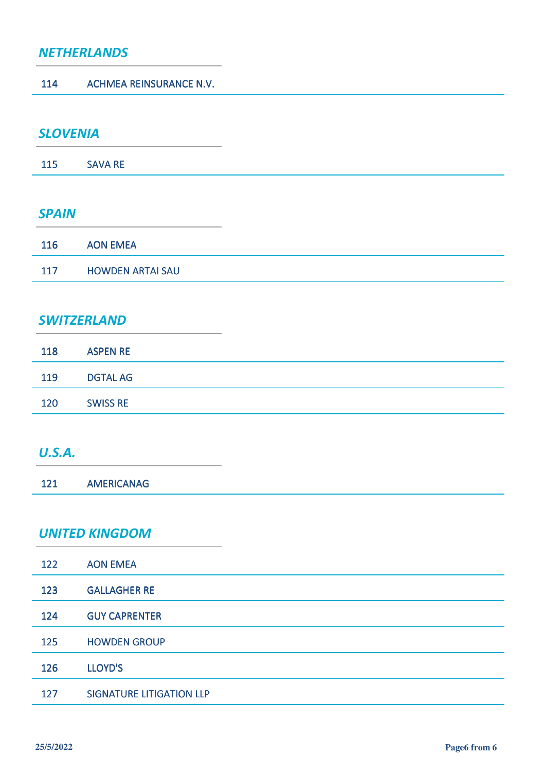## *NETHERLANDS*

| | |
|---|---|
| 114 | ACHMEA REINSURANCE N.V. |

## *SLOVENIA*

| | |
|---|---|
| 115 | SAVA RE |

## *SPAIN*

| | |
|---|---|
| 116 | AON EMEA |
| 117 | HOWDEN ARTAI SAU |

## *SWITZERLAND*

| | |
|---|---|
| 118 | ASPEN RE |
| 119 | DGTAL AG |
| 120 | SWISS RE |

## *U.S.A.*

| | |
|---|---|
| 121 | AMERICANAG |

## *UNITED KINGDOM*

| | |
|---|---|
| 122 | AON EMEA |
| 123 | GALLAGHER RE |
| 124 | GUY CAPRENTER |
| 125 | HOWDEN GROUP |
| 126 | LLOYD'S |
| 127 | SIGNATURE LITIGATION LLP |

25/5/2022